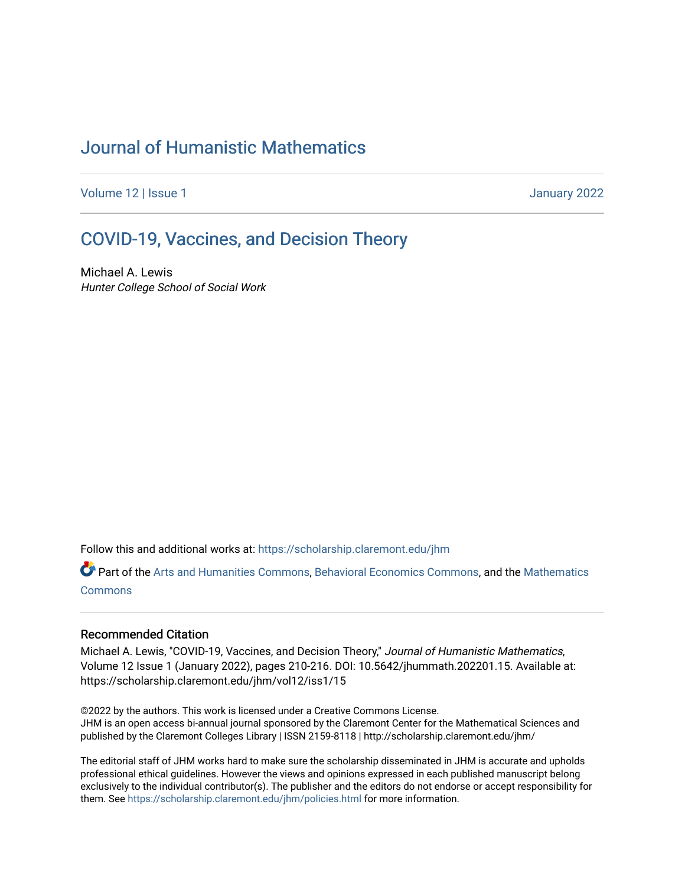# Journal of Humanistic Mathematics

Volume 12 | Issue 1 January 2022

## COVID-19, Vaccines, and Decision Theory

Michael A. Lewis
*Hunter College School of Social Work*

Follow this and additional works at: https://scholarship.claremont.edu/jhm

Part of the Arts and Humanities Commons, Behavioral Economics Commons, and the Mathematics Commons

### Recommended Citation

Michael A. Lewis, "COVID-19, Vaccines, and Decision Theory," *Journal of Humanistic Mathematics*, Volume 12 Issue 1 (January 2022), pages 210-216. DOI: 10.5642/jhummath.202201.15. Available at: https://scholarship.claremont.edu/jhm/vol12/iss1/15

©2022 by the authors. This work is licensed under a Creative Commons License.
JHM is an open access bi-annual journal sponsored by the Claremont Center for the Mathematical Sciences and published by the Claremont Colleges Library | ISSN 2159-8118 | http://scholarship.claremont.edu/jhm/

The editorial staff of JHM works hard to make sure the scholarship disseminated in JHM is accurate and upholds professional ethical guidelines. However the views and opinions expressed in each published manuscript belong exclusively to the individual contributor(s). The publisher and the editors do not endorse or accept responsibility for them. See https://scholarship.claremont.edu/jhm/policies.html for more information.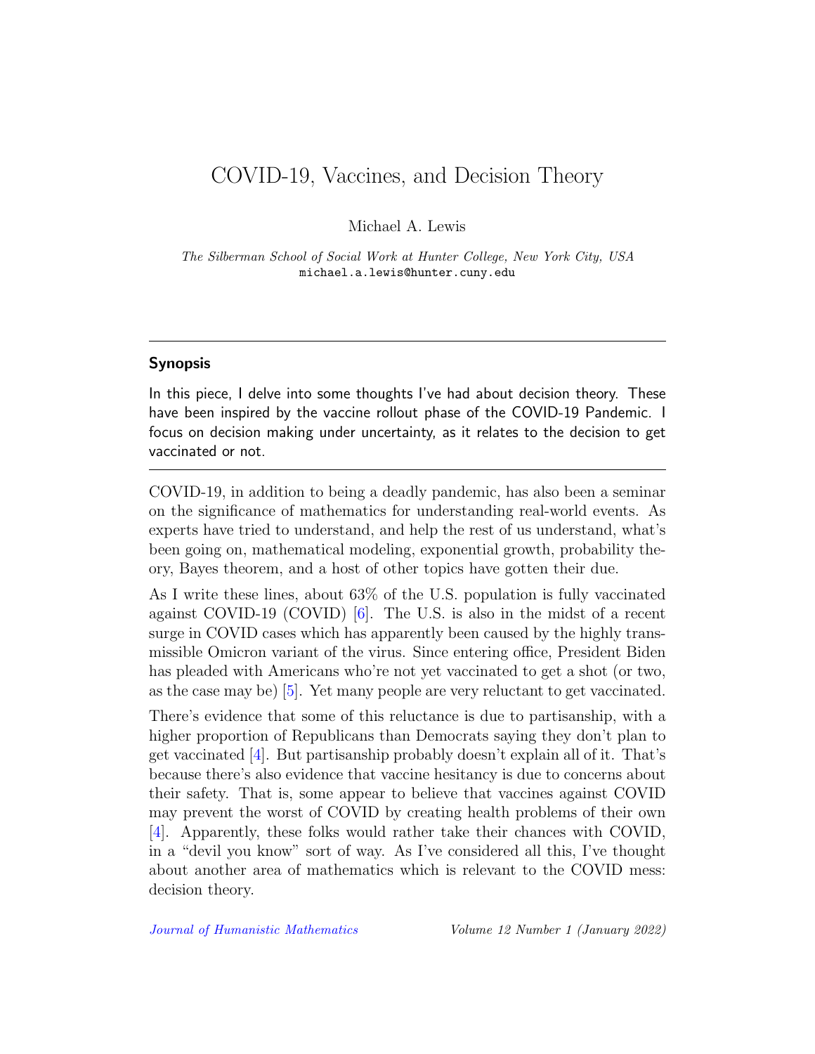# COVID-19, Vaccines, and Decision Theory

Michael A. Lewis

*The Silberman School of Social Work at Hunter College, New York City, USA*
michael.a.lewis@hunter.cuny.edu

---

### Synopsis

In this piece, I delve into some thoughts I've had about decision theory. These have been inspired by the vaccine rollout phase of the COVID-19 Pandemic. I focus on decision making under uncertainty, as it relates to the decision to get vaccinated or not.

---

COVID-19, in addition to being a deadly pandemic, has also been a seminar on the significance of mathematics for understanding real-world events. As experts have tried to understand, and help the rest of us understand, what's been going on, mathematical modeling, exponential growth, probability theory, Bayes theorem, and a host of other topics have gotten their due.

As I write these lines, about 63% of the U.S. population is fully vaccinated against COVID-19 (COVID) [6]. The U.S. is also in the midst of a recent surge in COVID cases which has apparently been caused by the highly transmissible Omicron variant of the virus. Since entering office, President Biden has pleaded with Americans who're not yet vaccinated to get a shot (or two, as the case may be) [5]. Yet many people are very reluctant to get vaccinated.

There's evidence that some of this reluctance is due to partisanship, with a higher proportion of Republicans than Democrats saying they don't plan to get vaccinated [4]. But partisanship probably doesn't explain all of it. That's because there's also evidence that vaccine hesitancy is due to concerns about their safety. That is, some appear to believe that vaccines against COVID may prevent the worst of COVID by creating health problems of their own [4]. Apparently, these folks would rather take their chances with COVID, in a "devil you know" sort of way. As I've considered all this, I've thought about another area of mathematics which is relevant to the COVID mess: decision theory.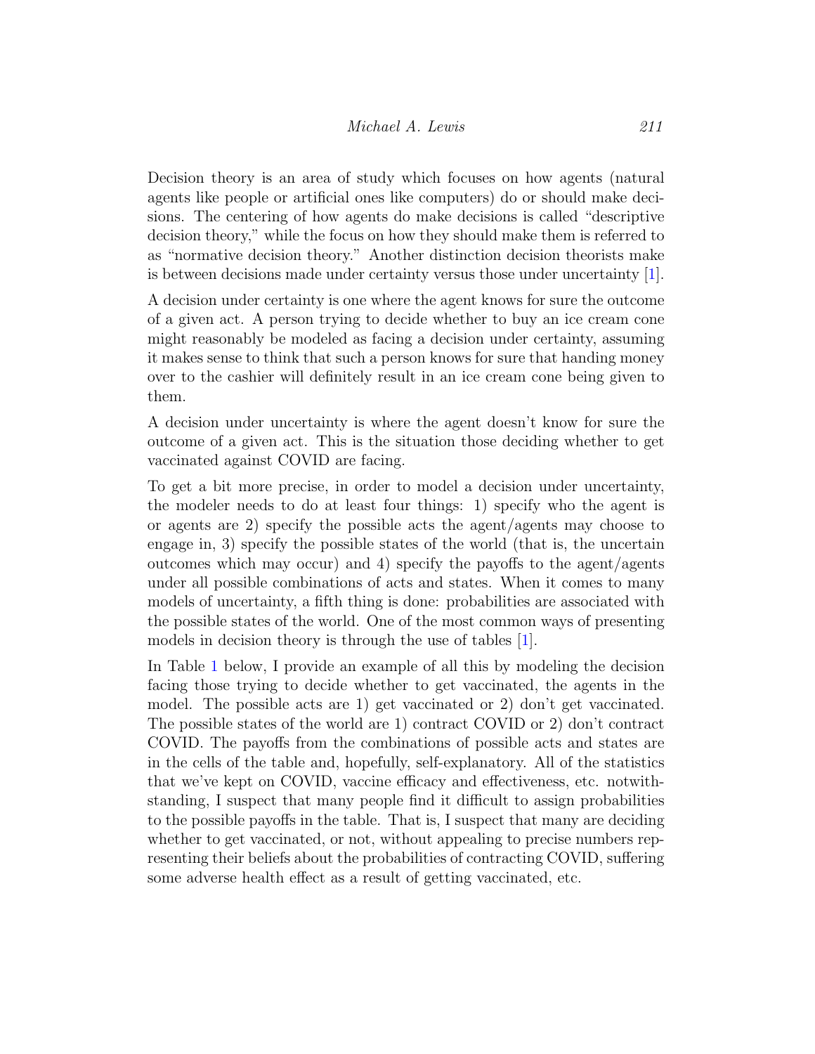Decision theory is an area of study which focuses on how agents (natural agents like people or artificial ones like computers) do or should make decisions. The centering of how agents do make decisions is called "descriptive decision theory," while the focus on how they should make them is referred to as "normative decision theory." Another distinction decision theorists make is between decisions made under certainty versus those under uncertainty [1].

A decision under certainty is one where the agent knows for sure the outcome of a given act. A person trying to decide whether to buy an ice cream cone might reasonably be modeled as facing a decision under certainty, assuming it makes sense to think that such a person knows for sure that handing money over to the cashier will definitely result in an ice cream cone being given to them.

A decision under uncertainty is where the agent doesn't know for sure the outcome of a given act. This is the situation those deciding whether to get vaccinated against COVID are facing.

To get a bit more precise, in order to model a decision under uncertainty, the modeler needs to do at least four things: 1) specify who the agent is or agents are 2) specify the possible acts the agent/agents may choose to engage in, 3) specify the possible states of the world (that is, the uncertain outcomes which may occur) and 4) specify the payoffs to the agent/agents under all possible combinations of acts and states. When it comes to many models of uncertainty, a fifth thing is done: probabilities are associated with the possible states of the world. One of the most common ways of presenting models in decision theory is through the use of tables [1].

In Table 1 below, I provide an example of all this by modeling the decision facing those trying to decide whether to get vaccinated, the agents in the model. The possible acts are 1) get vaccinated or 2) don't get vaccinated. The possible states of the world are 1) contract COVID or 2) don't contract COVID. The payoffs from the combinations of possible acts and states are in the cells of the table and, hopefully, self-explanatory. All of the statistics that we've kept on COVID, vaccine efficacy and effectiveness, etc. notwithstanding, I suspect that many people find it difficult to assign probabilities to the possible payoffs in the table. That is, I suspect that many are deciding whether to get vaccinated, or not, without appealing to precise numbers representing their beliefs about the probabilities of contracting COVID, suffering some adverse health effect as a result of getting vaccinated, etc.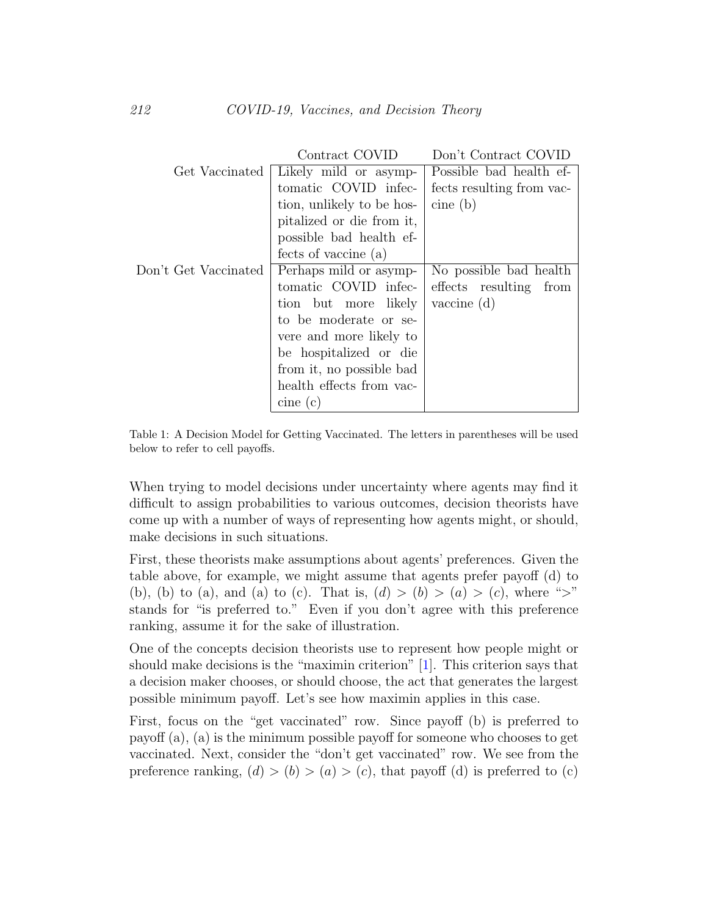| | Contract COVID | Don't Contract COVID |
|---|---|---|
| Get Vaccinated | Likely mild or asymptomatic COVID infection, unlikely to be hospitalized or die from it, possible bad health effects of vaccine (a) | Possible bad health effects resulting from vaccine (b) |
| Don't Get Vaccinated | Perhaps mild or asymptomatic COVID infection but more likely to be moderate or severe and more likely to be hospitalized or die from it, no possible bad health effects from vaccine (c) | No possible bad health effects resulting from vaccine (d) |

Table 1: A Decision Model for Getting Vaccinated. The letters in parentheses will be used below to refer to cell payoffs.

When trying to model decisions under uncertainty where agents may find it difficult to assign probabilities to various outcomes, decision theorists have come up with a number of ways of representing how agents might, or should, make decisions in such situations.

First, these theorists make assumptions about agents' preferences. Given the table above, for example, we might assume that agents prefer payoff (d) to (b), (b) to (a), and (a) to (c). That is, $(d) > (b) > (a) > (c)$, where ">" stands for "is preferred to." Even if you don't agree with this preference ranking, assume it for the sake of illustration.

One of the concepts decision theorists use to represent how people might or should make decisions is the "maximin criterion" [1]. This criterion says that a decision maker chooses, or should choose, the act that generates the largest possible minimum payoff. Let's see how maximin applies in this case.

First, focus on the "get vaccinated" row. Since payoff (b) is preferred to payoff (a), (a) is the minimum possible payoff for someone who chooses to get vaccinated. Next, consider the "don't get vaccinated" row. We see from the preference ranking, $(d) > (b) > (a) > (c)$, that payoff (d) is preferred to (c)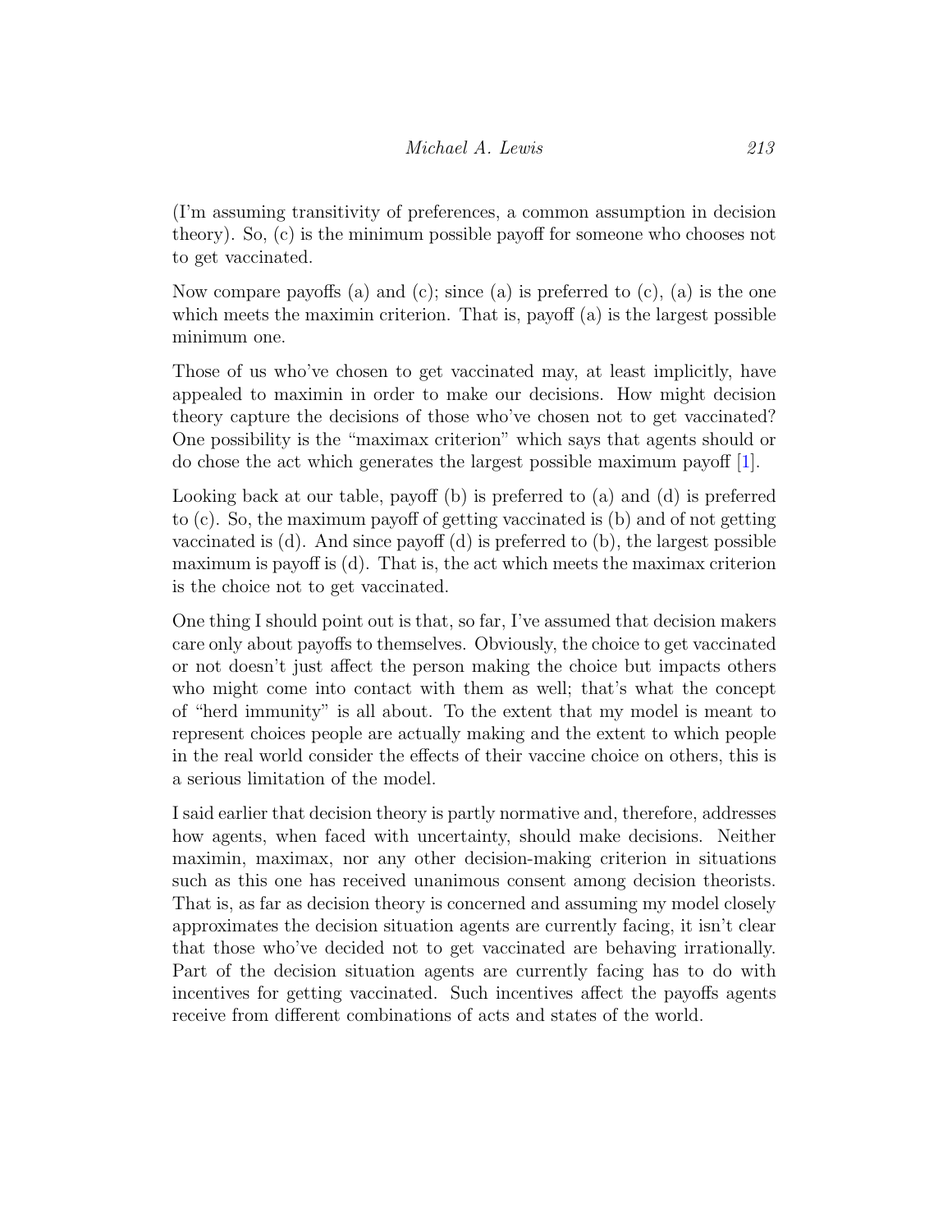(I'm assuming transitivity of preferences, a common assumption in decision theory). So, (c) is the minimum possible payoff for someone who chooses not to get vaccinated.

Now compare payoffs (a) and (c); since (a) is preferred to (c), (a) is the one which meets the maximin criterion. That is, payoff (a) is the largest possible minimum one.

Those of us who've chosen to get vaccinated may, at least implicitly, have appealed to maximin in order to make our decisions. How might decision theory capture the decisions of those who've chosen not to get vaccinated? One possibility is the "maximax criterion" which says that agents should or do chose the act which generates the largest possible maximum payoff [1].

Looking back at our table, payoff (b) is preferred to (a) and (d) is preferred to (c). So, the maximum payoff of getting vaccinated is (b) and of not getting vaccinated is (d). And since payoff (d) is preferred to (b), the largest possible maximum is payoff is (d). That is, the act which meets the maximax criterion is the choice not to get vaccinated.

One thing I should point out is that, so far, I've assumed that decision makers care only about payoffs to themselves. Obviously, the choice to get vaccinated or not doesn't just affect the person making the choice but impacts others who might come into contact with them as well; that's what the concept of "herd immunity" is all about. To the extent that my model is meant to represent choices people are actually making and the extent to which people in the real world consider the effects of their vaccine choice on others, this is a serious limitation of the model.

I said earlier that decision theory is partly normative and, therefore, addresses how agents, when faced with uncertainty, should make decisions. Neither maximin, maximax, nor any other decision-making criterion in situations such as this one has received unanimous consent among decision theorists. That is, as far as decision theory is concerned and assuming my model closely approximates the decision situation agents are currently facing, it isn't clear that those who've decided not to get vaccinated are behaving irrationally. Part of the decision situation agents are currently facing has to do with incentives for getting vaccinated. Such incentives affect the payoffs agents receive from different combinations of acts and states of the world.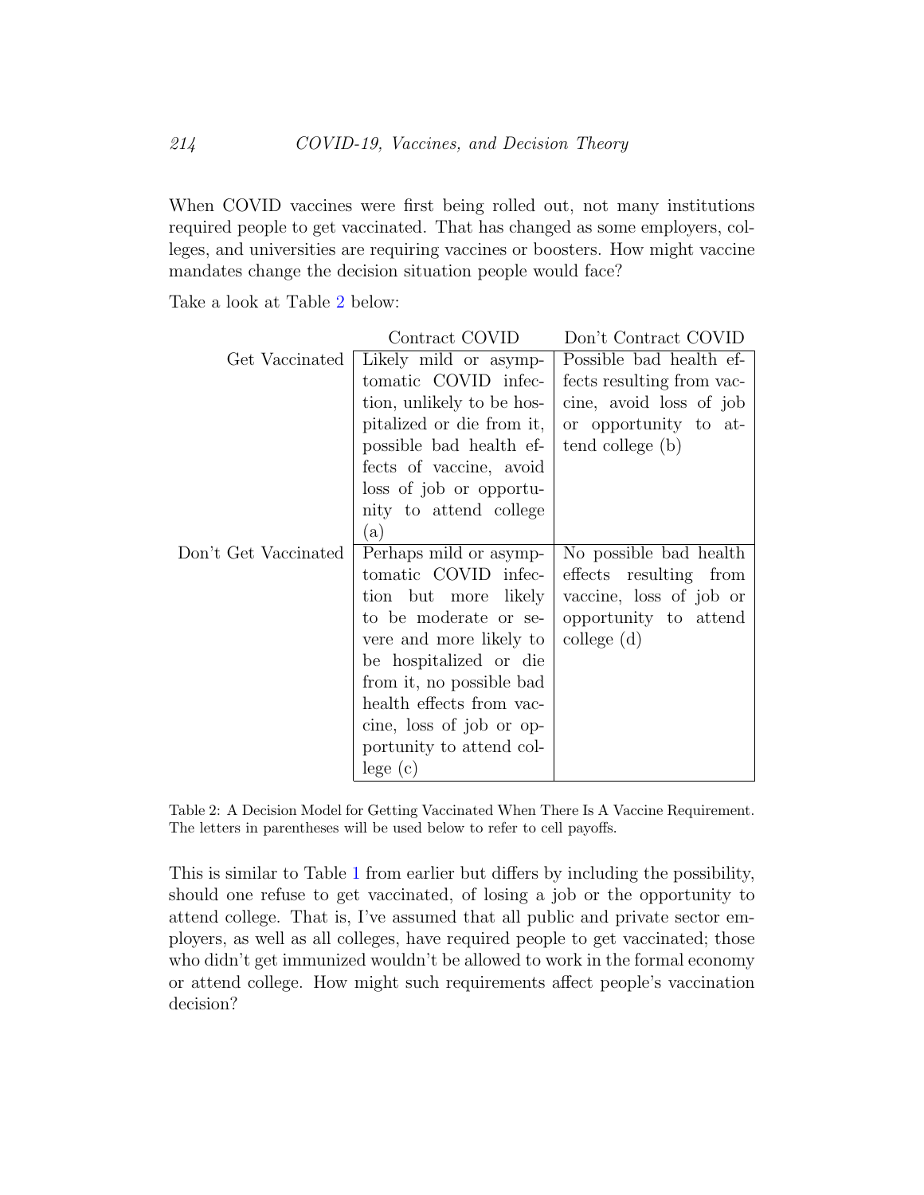When COVID vaccines were first being rolled out, not many institutions required people to get vaccinated. That has changed as some employers, colleges, and universities are requiring vaccines or boosters. How might vaccine mandates change the decision situation people would face?

Take a look at Table 2 below:

| | Contract COVID | Don't Contract COVID |
|---|---|---|
| Get Vaccinated | Likely mild or asymptomatic COVID infection, unlikely to be hospitalized or die from it, possible bad health effects of vaccine, avoid loss of job or opportunity to attend college (a) | Possible bad health effects resulting from vaccine, avoid loss of job or opportunity to attend college (b) |
| Don't Get Vaccinated | Perhaps mild or asymptomatic COVID infection but more likely to be moderate or severe and more likely to be hospitalized or die from it, no possible bad health effects from vaccine, loss of job or opportunity to attend college (c) | No possible bad health effects resulting from vaccine, loss of job or opportunity to attend college (d) |

Table 2: A Decision Model for Getting Vaccinated When There Is A Vaccine Requirement. The letters in parentheses will be used below to refer to cell payoffs.

This is similar to Table 1 from earlier but differs by including the possibility, should one refuse to get vaccinated, of losing a job or the opportunity to attend college. That is, I've assumed that all public and private sector employers, as well as all colleges, have required people to get vaccinated; those who didn't get immunized wouldn't be allowed to work in the formal economy or attend college. How might such requirements affect people's vaccination decision?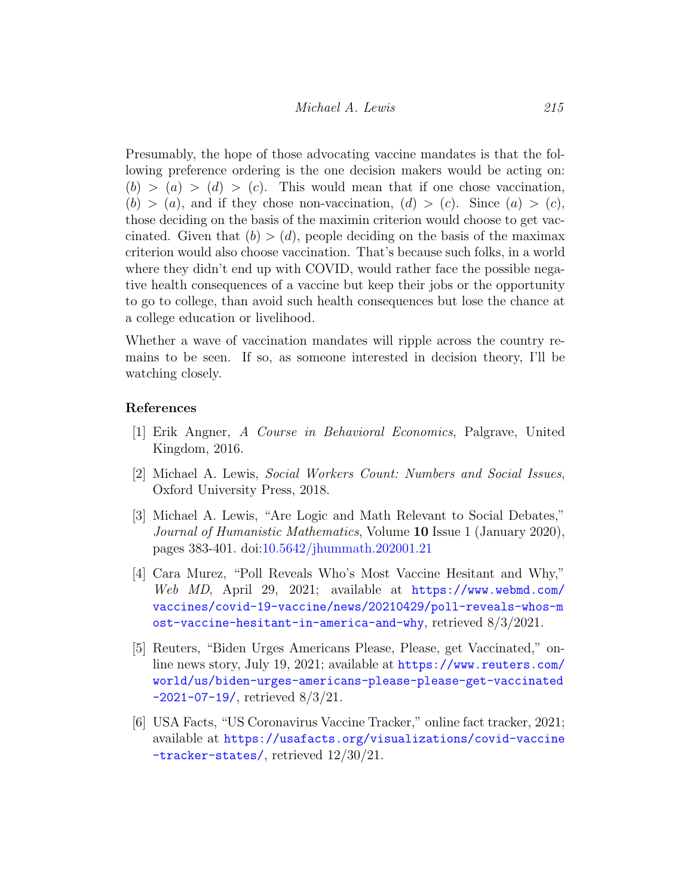Presumably, the hope of those advocating vaccine mandates is that the following preference ordering is the one decision makers would be acting on: $(b) > (a) > (d) > (c)$. This would mean that if one chose vaccination, $(b) > (a)$, and if they chose non-vaccination, $(d) > (c)$. Since $(a) > (c)$, those deciding on the basis of the maximin criterion would choose to get vaccinated. Given that $(b) > (d)$, people deciding on the basis of the maximax criterion would also choose vaccination. That's because such folks, in a world where they didn't end up with COVID, would rather face the possible negative health consequences of a vaccine but keep their jobs or the opportunity to go to college, than avoid such health consequences but lose the chance at a college education or livelihood.

Whether a wave of vaccination mandates will ripple across the country remains to be seen. If so, as someone interested in decision theory, I'll be watching closely.

## References

[1] Erik Angner, *A Course in Behavioral Economics*, Palgrave, United Kingdom, 2016.

[2] Michael A. Lewis, *Social Workers Count: Numbers and Social Issues*, Oxford University Press, 2018.

[3] Michael A. Lewis, "Are Logic and Math Relevant to Social Debates," *Journal of Humanistic Mathematics*, Volume **10** Issue 1 (January 2020), pages 383-401. doi:10.5642/jhummath.202001.21

[4] Cara Murez, "Poll Reveals Who's Most Vaccine Hesitant and Why," *Web MD*, April 29, 2021; available at https://www.webmd.com/vaccines/covid-19-vaccine/news/20210429/poll-reveals-whos-most-vaccine-hesitant-in-america-and-why, retrieved 8/3/2021.

[5] Reuters, "Biden Urges Americans Please, Please, get Vaccinated," online news story, July 19, 2021; available at https://www.reuters.com/world/us/biden-urges-americans-please-please-get-vaccinated-2021-07-19/, retrieved 8/3/21.

[6] USA Facts, "US Coronavirus Vaccine Tracker," online fact tracker, 2021; available at https://usafacts.org/visualizations/covid-vaccine-tracker-states/, retrieved 12/30/21.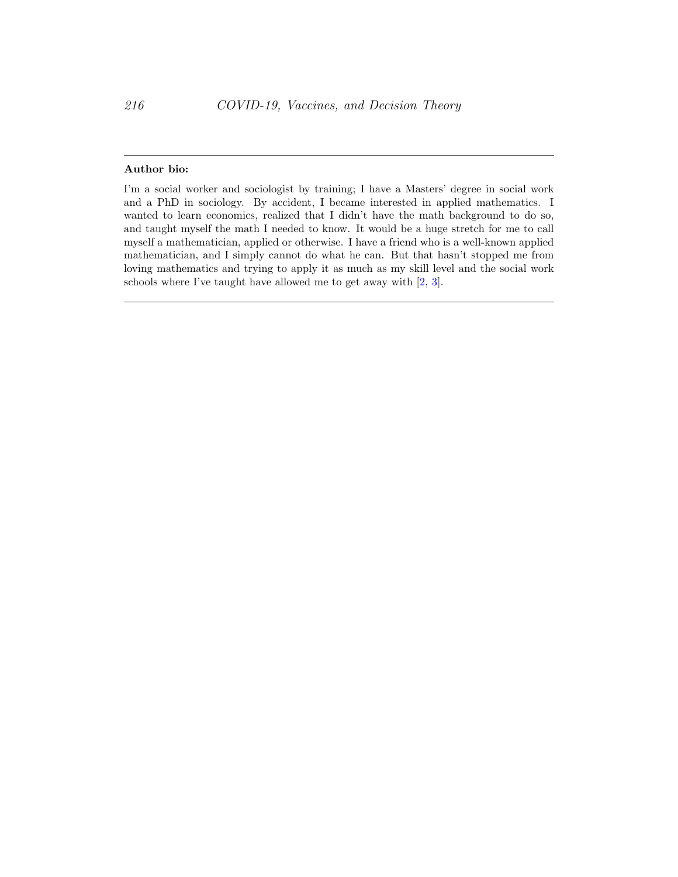**Author bio:**

I'm a social worker and sociologist by training; I have a Masters' degree in social work and a PhD in sociology. By accident, I became interested in applied mathematics. I wanted to learn economics, realized that I didn't have the math background to do so, and taught myself the math I needed to know. It would be a huge stretch for me to call myself a mathematician, applied or otherwise. I have a friend who is a well-known applied mathematician, and I simply cannot do what he can. But that hasn't stopped me from loving mathematics and trying to apply it as much as my skill level and the social work schools where I've taught have allowed me to get away with [2, 3].